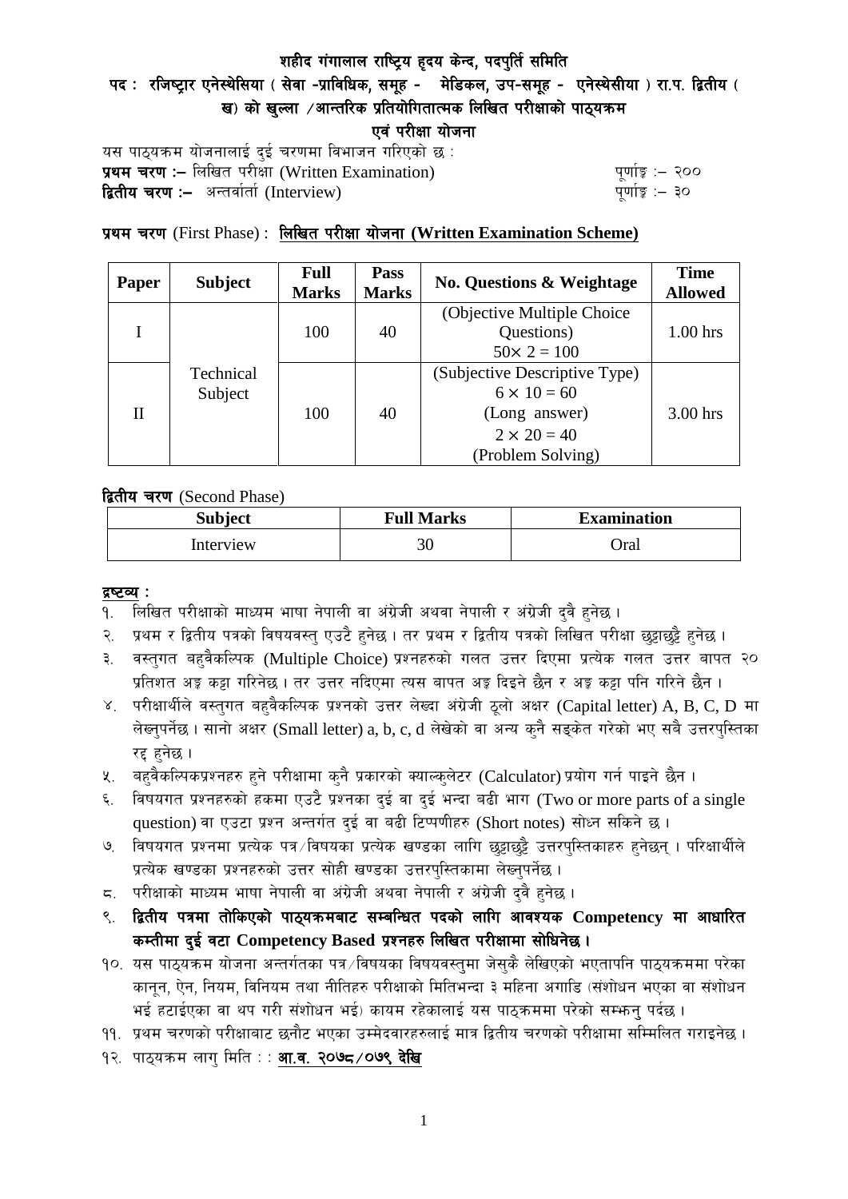# शहीद गंगालाल राष्ट्रिय हृदय केन्द, पदपुर्ति समिति

## पद : रजिष्ट्रार एनेस्थेसिया ( सेवा -प्राविधिक, समूह - मेडिकल, उप-समूह - एनेस्थेसीया ) रा.प. द्वितीय ( ख) को खुल्ला /आन्तरिक प्रतियोगितात्मक लिखित परीक्षाको पाठ्यक्रम

## एवं परीक्षा योजना

यस पाठ्यक्रम योजनालाई दुई चरणमा विभाजन गरिएको छ :

**प्रथम चरण :–** लिखित परीक्षा (Written Examination) पूर्णाङ्क :– २००

**द्वितीय चरण :–** अन्तर्वार्ता (Interview) पूर्णाङ्क :– ३०

**प्रथम चरण** (First Phase) : **लिखित परीक्षा योजना (Written Examination Scheme)**

| Paper | Subject | Full Marks | Pass Marks | No. Questions & Weightage | Time Allowed |
|---|---|---|---|---|---|
| I | Technical Subject | 100 | 40 | (Objective Multiple Choice Questions) $50 \times 2 = 100$ | 1.00 hrs |
| II | | 100 | 40 | (Subjective Descriptive Type) $6 \times 10 = 60$ (Long answer) $2 \times 20 = 40$ (Problem Solving) | 3.00 hrs |

**द्वितीय चरण** (Second Phase)

| Subject | Full Marks | Examination |
|---|---|---|
| Interview | 30 | Oral |

**द्रष्टव्य :**

१. लिखित परीक्षाको माध्यम भाषा नेपाली वा अंग्रेजी अथवा नेपाली र अंग्रेजी दुवै हुनेछ ।
२. प्रथम र द्वितीय पत्रको विषयवस्तु एउटै हुनेछ । तर प्रथम र द्वितीय पत्रको लिखित परीक्षा छुट्टाछुट्टै हुनेछ ।
३. वस्तुगत बहुवैकल्पिक (Multiple Choice) प्रश्नहरुको गलत उत्तर दिएमा प्रत्येक गलत उत्तर बापत २० प्रतिशत अङ्क कट्टा गरिनेछ । तर उत्तर नदिएमा त्यस बापत अङ्क दिइने छैन र अङ्क कट्टा पनि गरिने छैन ।
४. परीक्षार्थीले वस्तुगत बहुवैकल्पिक प्रश्नको उत्तर लेख्दा अंग्रेजी ठूलो अक्षर (Capital letter) A, B, C, D मा लेख्नुपर्नेछ । सानो अक्षर (Small letter) a, b, c, d लेखेको वा अन्य कुनै सङ्केत गरेको भए सबै उत्तरपुस्तिका रद्द हुनेछ ।
५. बहुवैकल्पिकप्रश्नहरु हुने परीक्षामा कुनै प्रकारको क्याल्कुलेटर (Calculator) प्रयोग गर्न पाइने छैन ।
६. विषयगत प्रश्नहरुको हकमा एउटै प्रश्नका दुई वा दुई भन्दा बढी भाग (Two or more parts of a single question) वा एउटा प्रश्न अन्तर्गत दुई वा बढी टिप्पणीहरु (Short notes) सोध्न सकिने छ ।
७. विषयगत प्रश्नमा प्रत्येक पत्र/विषयका प्रत्येक खण्डका लागि छुट्टाछुट्टै उत्तरपुस्तिकाहरु हुनेछन् । परिक्षार्थीले प्रत्येक खण्डका प्रश्नहरुको उत्तर सोही खण्डका उत्तरपुस्तिकामा लेख्नुपर्नेछ ।
८. परीक्षाको माध्यम भाषा नेपाली वा अंग्रेजी अथवा नेपाली र अंग्रेजी दुवै हुनेछ ।
९. **द्वितीय पत्रमा तोकिएको पाठ्यक्रमबाट सम्बन्धित पदको लागि आवश्यक Competency मा आधारित कम्तीमा दुई वटा Competency Based प्रश्नहरु लिखित परीक्षामा सोधिनेछ ।**
१०. यस पाठ्यक्रम योजना अन्तर्गतका पत्र/विषयका विषयवस्तुमा जेसुकै लेखिएको भएतापनि पाठ्यक्रममा परेका कानून, ऐन, नियम, विनियम तथा नीतिहरु परीक्षाको मितिभन्दा ३ महिना अगाडि (संशोधन भएका वा संशोधन भई हटाईएका वा थप गरी संशोधन भई) कायम रहेकालाई यस पाठ्क्रममा परेको सम्झनु पर्दछ ।
११. प्रथम चरणको परीक्षाबाट छनौट भएका उम्मेदवारहरुलाई मात्र द्वितीय चरणको परीक्षामा सम्मिलित गराइनेछ ।
१२. पाठ्यक्रम लागु मिति : : **आ.व. २०७८/०७९ देखि**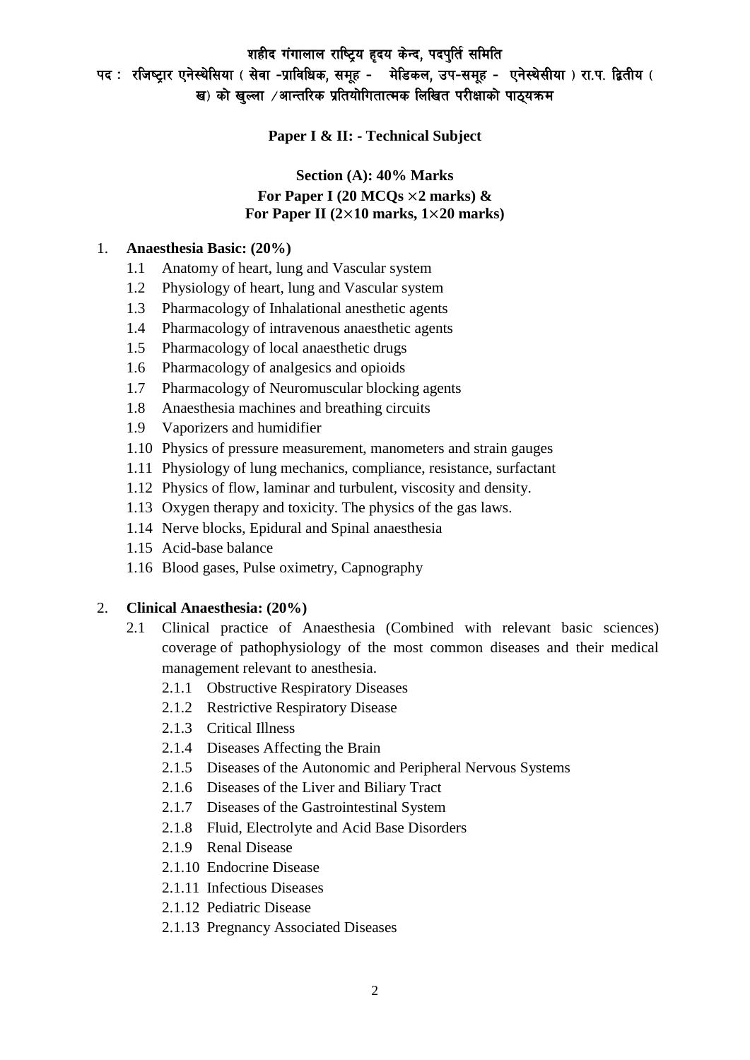शहीद गंगालाल राष्ट्रिय हृदय केन्द, पदपुर्ति समिति
पद : रजिष्ट्रार एनेस्थेसिया ( सेवा -प्राविधिक, समूह - मेडिकल, उप-समूह - एनेस्थेसीया ) रा.प. द्वितीय ( ख) को खुल्ला /आन्तरिक प्रतियोगितात्मक लिखित परीक्षाको पाठ्यक्रम

**Paper I & II: - Technical Subject**

**Section (A): 40% Marks**
**For Paper I (20 MCQs $\times$2 marks) &**
**For Paper II (2$\times$10 marks, 1$\times$20 marks)**

1. **Anaesthesia Basic: (20%)**
   - 1.1 Anatomy of heart, lung and Vascular system
   - 1.2 Physiology of heart, lung and Vascular system
   - 1.3 Pharmacology of Inhalational anesthetic agents
   - 1.4 Pharmacology of intravenous anaesthetic agents
   - 1.5 Pharmacology of local anaesthetic drugs
   - 1.6 Pharmacology of analgesics and opioids
   - 1.7 Pharmacology of Neuromuscular blocking agents
   - 1.8 Anaesthesia machines and breathing circuits
   - 1.9 Vaporizers and humidifier
   - 1.10 Physics of pressure measurement, manometers and strain gauges
   - 1.11 Physiology of lung mechanics, compliance, resistance, surfactant
   - 1.12 Physics of flow, laminar and turbulent, viscosity and density.
   - 1.13 Oxygen therapy and toxicity. The physics of the gas laws.
   - 1.14 Nerve blocks, Epidural and Spinal anaesthesia
   - 1.15 Acid-base balance
   - 1.16 Blood gases, Pulse oximetry, Capnography

2. **Clinical Anaesthesia: (20%)**
   - 2.1 Clinical practice of Anaesthesia (Combined with relevant basic sciences) coverage of pathophysiology of the most common diseases and their medical management relevant to anesthesia.
     - 2.1.1 Obstructive Respiratory Diseases
     - 2.1.2 Restrictive Respiratory Disease
     - 2.1.3 Critical Illness
     - 2.1.4 Diseases Affecting the Brain
     - 2.1.5 Diseases of the Autonomic and Peripheral Nervous Systems
     - 2.1.6 Diseases of the Liver and Biliary Tract
     - 2.1.7 Diseases of the Gastrointestinal System
     - 2.1.8 Fluid, Electrolyte and Acid Base Disorders
     - 2.1.9 Renal Disease
     - 2.1.10 Endocrine Disease
     - 2.1.11 Infectious Diseases
     - 2.1.12 Pediatric Disease
     - 2.1.13 Pregnancy Associated Diseases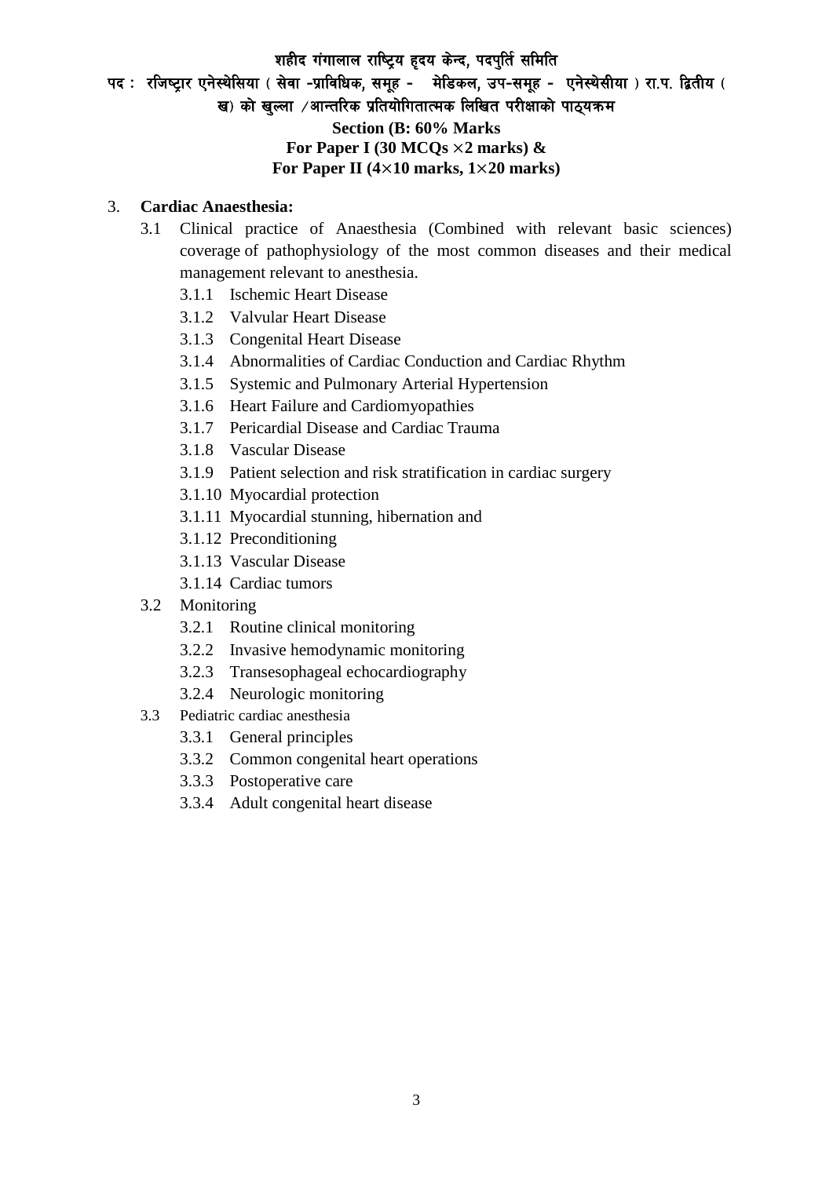**शहीद गंगालाल राष्ट्रिय हृदय केन्द, पदपुर्ति समिति**

**पद : रजिष्ट्रार एनेस्थेसिया ( सेवा -प्राविधिक, समूह - मेडिकल, उप-समूह - एनेस्थेसीया ) रा.प. द्वितीय ( ख) को खुल्ला /आन्तरिक प्रतियोगितात्मक लिखित परीक्षाको पाठ्यक्रम**

**Section (B: 60% Marks**
**For Paper I (30 MCQs ×2 marks) &**
**For Paper II (4×10 marks, 1×20 marks)**

3. **Cardiac Anaesthesia:**
   - 3.1 Clinical practice of Anaesthesia (Combined with relevant basic sciences) coverage of pathophysiology of the most common diseases and their medical management relevant to anesthesia.
     - 3.1.1 Ischemic Heart Disease
     - 3.1.2 Valvular Heart Disease
     - 3.1.3 Congenital Heart Disease
     - 3.1.4 Abnormalities of Cardiac Conduction and Cardiac Rhythm
     - 3.1.5 Systemic and Pulmonary Arterial Hypertension
     - 3.1.6 Heart Failure and Cardiomyopathies
     - 3.1.7 Pericardial Disease and Cardiac Trauma
     - 3.1.8 Vascular Disease
     - 3.1.9 Patient selection and risk stratification in cardiac surgery
     - 3.1.10 Myocardial protection
     - 3.1.11 Myocardial stunning, hibernation and
     - 3.1.12 Preconditioning
     - 3.1.13 Vascular Disease
     - 3.1.14 Cardiac tumors
   - 3.2 Monitoring
     - 3.2.1 Routine clinical monitoring
     - 3.2.2 Invasive hemodynamic monitoring
     - 3.2.3 Transesophageal echocardiography
     - 3.2.4 Neurologic monitoring
   - 3.3 Pediatric cardiac anesthesia
     - 3.3.1 General principles
     - 3.3.2 Common congenital heart operations
     - 3.3.3 Postoperative care
     - 3.3.4 Adult congenital heart disease